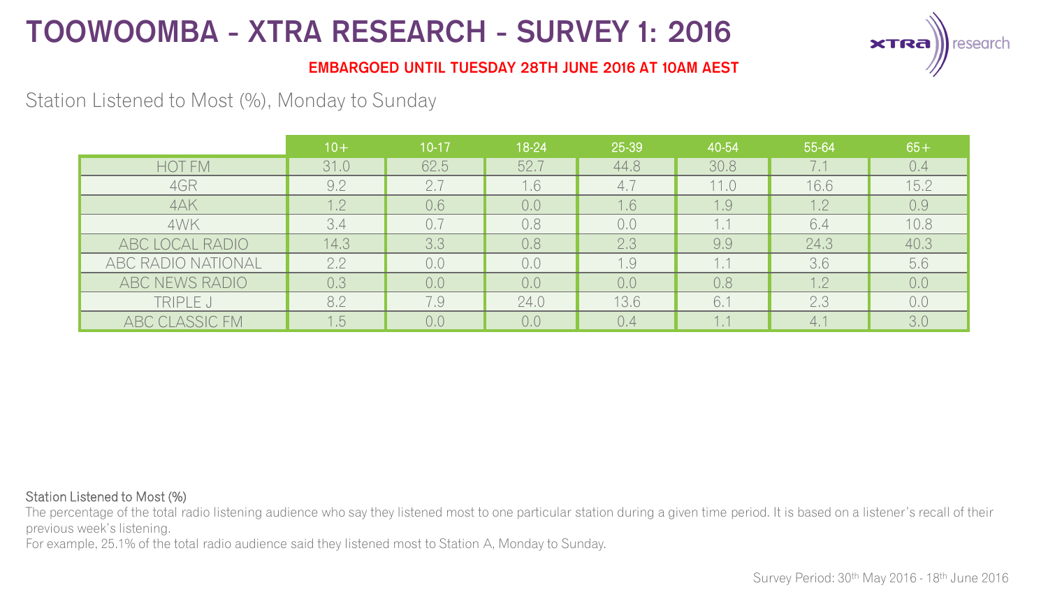# TOOWOOMBA - XTRA RESEARCH - SURVEY 1: 2016

**EMBARGOED UNTIL TUESDAY 28TH JUNE 2016 AT 10AM AEST**

## Station Listened to Most (%), Monday to Sunday

| | 10+ | 10-17 | 18-24 | 25-39 | 40-54 | 55-64 | 65+ |
|---|---|---|---|---|---|---|---|
| HOT FM | 31.0 | 62.5 | 52.7 | 44.8 | 30.8 | 7.1 | 0.4 |
| 4GR | 9.2 | 2.7 | 1.6 | 4.7 | 11.0 | 16.6 | 15.2 |
| 4AK | 1.2 | 0.6 | 0.0 | 1.6 | 1.9 | 1.2 | 0.9 |
| 4WK | 3.4 | 0.7 | 0.8 | 0.0 | 1.1 | 6.4 | 10.8 |
| ABC LOCAL RADIO | 14.3 | 3.3 | 0.8 | 2.3 | 9.9 | 24.3 | 40.3 |
| ABC RADIO NATIONAL | 2.2 | 0.0 | 0.0 | 1.9 | 1.1 | 3.6 | 5.6 |
| ABC NEWS RADIO | 0.3 | 0.0 | 0.0 | 0.0 | 0.8 | 1.2 | 0.0 |
| TRIPLE J | 8.2 | 7.9 | 24.0 | 13.6 | 6.1 | 2.3 | 0.0 |
| ABC CLASSIC FM | 1.5 | 0.0 | 0.0 | 0.4 | 1.1 | 4.1 | 3.0 |

**Station Listened to Most (%)**

The percentage of the total radio listening audience who say they listened most to one particular station during a given time period. It is based on a listener's recall of their previous week's listening.

For example, 25.1% of the total radio audience said they listened most to Station A, Monday to Sunday.

Survey Period: 30th May 2016 - 18th June 2016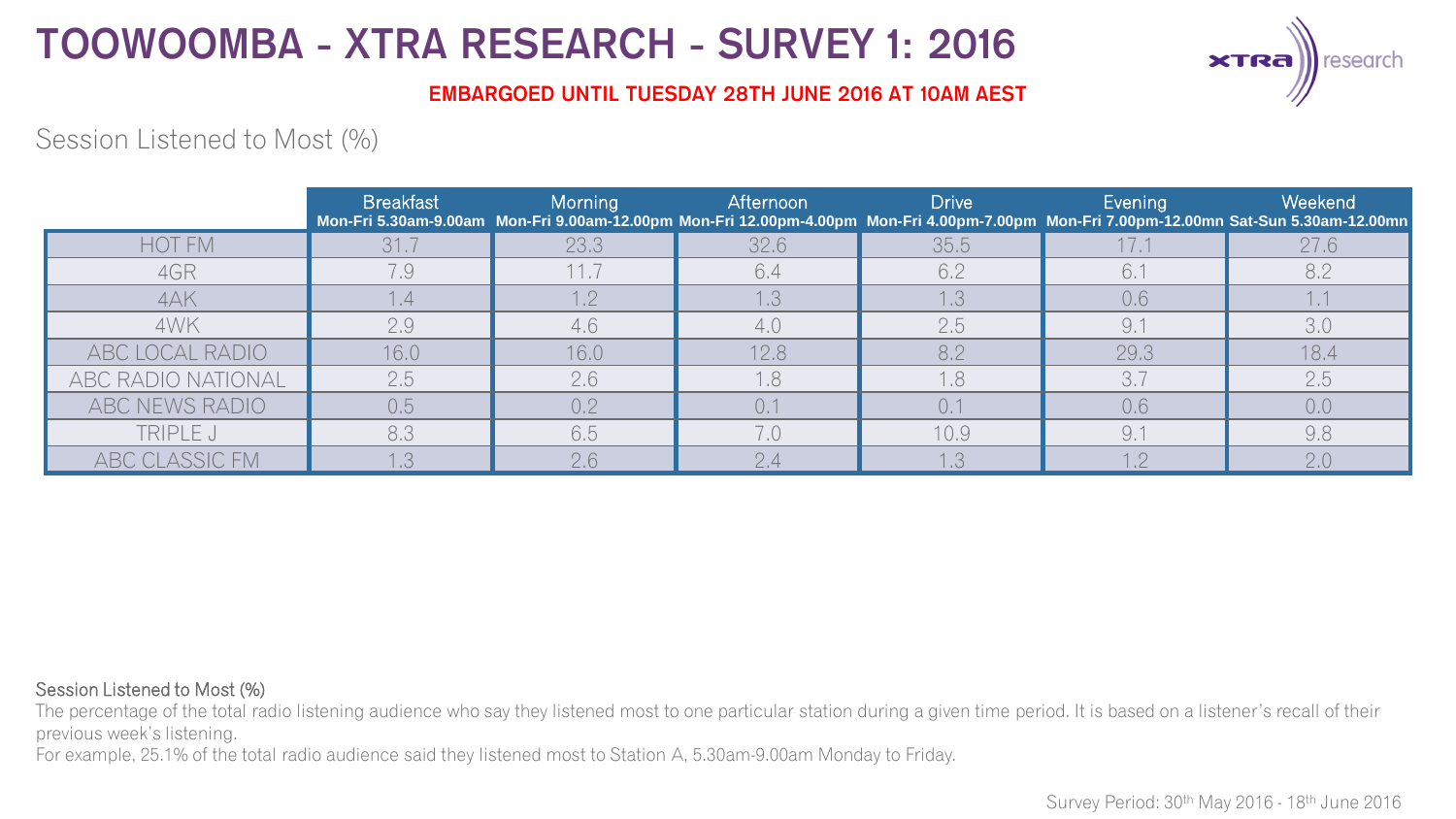# TOOWOOMBA - XTRA RESEARCH - SURVEY 1: 2016

**EMBARGOED UNTIL TUESDAY 28TH JUNE 2016 AT 10AM AEST**

## Session Listened to Most (%)

| | Breakfast Mon-Fri 5.30am-9.00am | Morning Mon-Fri 9.00am-12.00pm | Afternoon Mon-Fri 12.00pm-4.00pm | Drive Mon-Fri 4.00pm-7.00pm | Evening Mon-Fri 7.00pm-12.00mn | Weekend Sat-Sun 5.30am-12.00mn |
|---|---|---|---|---|---|---|
| HOT FM | 31.7 | 23.3 | 32.6 | 35.5 | 17.1 | 27.6 |
| 4GR | 7.9 | 11.7 | 6.4 | 6.2 | 6.1 | 8.2 |
| 4AK | 1.4 | 1.2 | 1.3 | 1.3 | 0.6 | 1.1 |
| 4WK | 2.9 | 4.6 | 4.0 | 2.5 | 9.1 | 3.0 |
| ABC LOCAL RADIO | 16.0 | 16.0 | 12.8 | 8.2 | 29.3 | 18.4 |
| ABC RADIO NATIONAL | 2.5 | 2.6 | 1.8 | 1.8 | 3.7 | 2.5 |
| ABC NEWS RADIO | 0.5 | 0.2 | 0.1 | 0.1 | 0.6 | 0.0 |
| TRIPLE J | 8.3 | 6.5 | 7.0 | 10.9 | 9.1 | 9.8 |
| ABC CLASSIC FM | 1.3 | 2.6 | 2.4 | 1.3 | 1.2 | 2.0 |

Session Listened to Most (%)

The percentage of the total radio listening audience who say they listened most to one particular station during a given time period. It is based on a listener's recall of their previous week's listening.

For example, 25.1% of the total radio audience said they listened most to Station A, 5.30am-9.00am Monday to Friday.

Survey Period: 30th May 2016 - 18th June 2016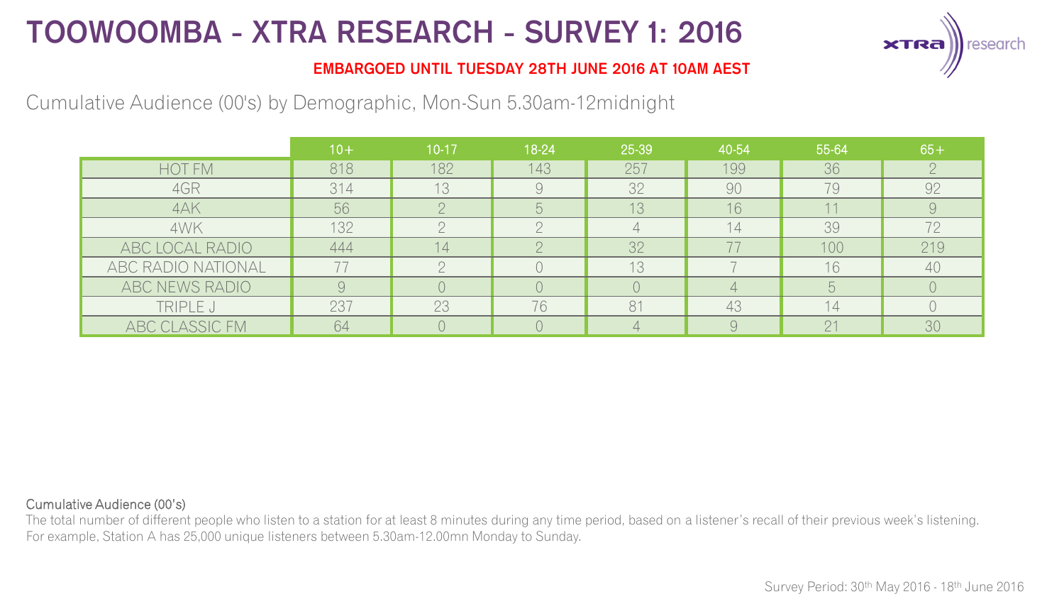# TOOWOOMBA - XTRA RESEARCH - SURVEY 1: 2016

**EMBARGOED UNTIL TUESDAY 28TH JUNE 2016 AT 10AM AEST**

Cumulative Audience (00's) by Demographic, Mon-Sun 5.30am-12midnight

| | 10+ | 10-17 | 18-24 | 25-39 | 40-54 | 55-64 | 65+ |
|---|---|---|---|---|---|---|---|
| HOT FM | 818 | 182 | 143 | 257 | 199 | 36 | 2 |
| 4GR | 314 | 13 | 9 | 32 | 90 | 79 | 92 |
| 4AK | 56 | 2 | 5 | 13 | 16 | 11 | 9 |
| 4WK | 132 | 2 | 2 | 4 | 14 | 39 | 72 |
| ABC LOCAL RADIO | 444 | 14 | 2 | 32 | 77 | 100 | 219 |
| ABC RADIO NATIONAL | 77 | 2 | 0 | 13 | 7 | 16 | 40 |
| ABC NEWS RADIO | 9 | 0 | 0 | 0 | 4 | 5 | 0 |
| TRIPLE J | 237 | 23 | 76 | 81 | 43 | 14 | 0 |
| ABC CLASSIC FM | 64 | 0 | 0 | 4 | 9 | 21 | 30 |

Cumulative Audience (00's)

The total number of different people who listen to a station for at least 8 minutes during any time period, based on a listener's recall of their previous week's listening. For example, Station A has 25,000 unique listeners between 5.30am-12.00mn Monday to Sunday.

Survey Period: 30th May 2016 - 18th June 2016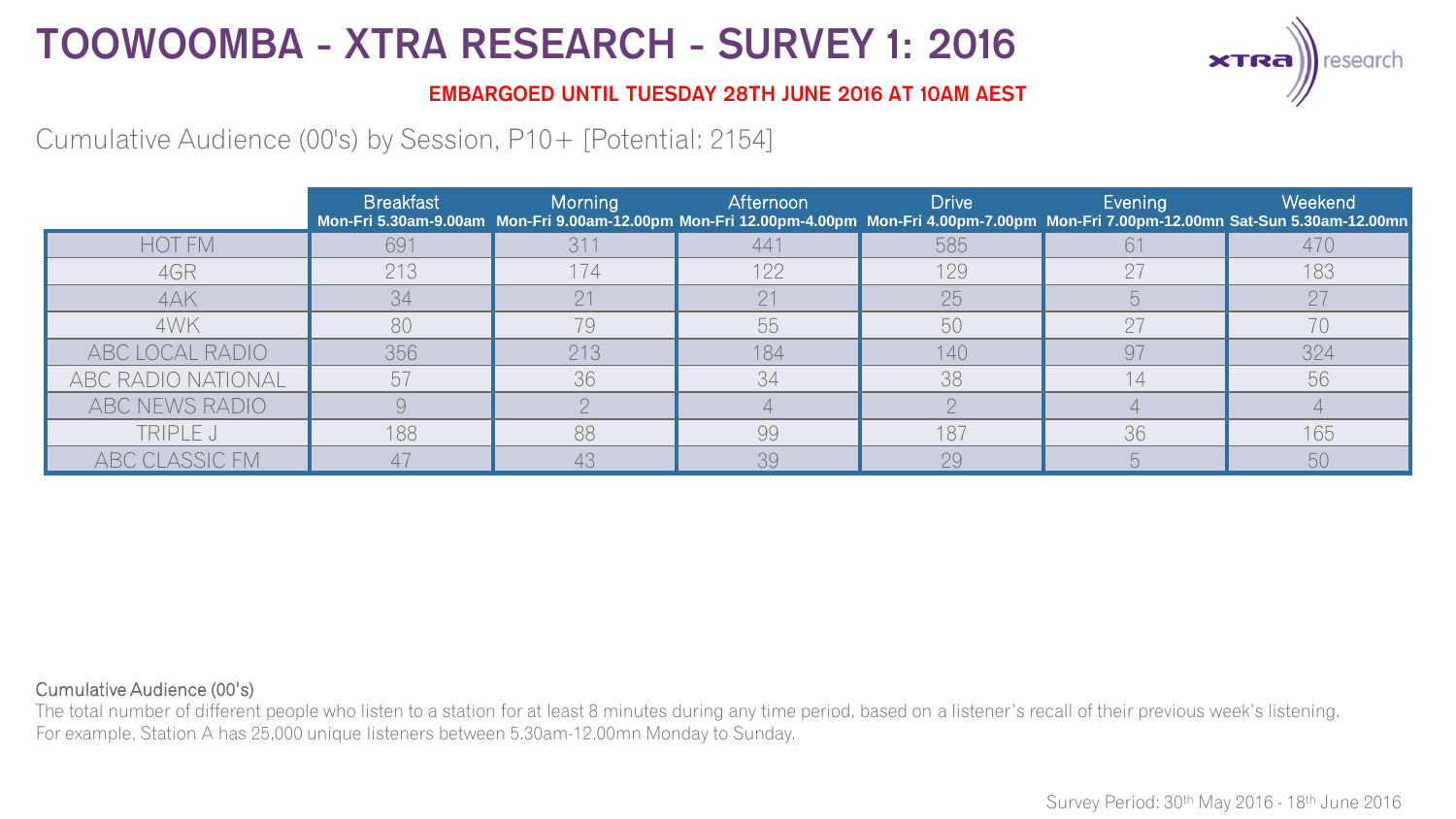# TOOWOOMBA - XTRA RESEARCH - SURVEY 1: 2016

**EMBARGOED UNTIL TUESDAY 28TH JUNE 2016 AT 10AM AEST**

## Cumulative Audience (00's) by Session, P10+ [Potential: 2154]

| | Breakfast Mon-Fri 5.30am-9.00am | Morning Mon-Fri 9.00am-12.00pm | Afternoon Mon-Fri 12.00pm-4.00pm | Drive Mon-Fri 4.00pm-7.00pm | Evening Mon-Fri 7.00pm-12.00mn | Weekend Sat-Sun 5.30am-12.00mn |
|---|---|---|---|---|---|---|
| HOT FM | 691 | 311 | 441 | 585 | 61 | 470 |
| 4GR | 213 | 174 | 122 | 129 | 27 | 183 |
| 4AK | 34 | 21 | 21 | 25 | 5 | 27 |
| 4WK | 80 | 79 | 55 | 50 | 27 | 70 |
| ABC LOCAL RADIO | 356 | 213 | 184 | 140 | 97 | 324 |
| ABC RADIO NATIONAL | 57 | 36 | 34 | 38 | 14 | 56 |
| ABC NEWS RADIO | 9 | 2 | 4 | 2 | 4 | 4 |
| TRIPLE J | 188 | 88 | 99 | 187 | 36 | 165 |
| ABC CLASSIC FM | 47 | 43 | 39 | 29 | 5 | 50 |

**Cumulative Audience (00's)**

The total number of different people who listen to a station for at least 8 minutes during any time period, based on a listener's recall of their previous week's listening.
For example, Station A has 25,000 unique listeners between 5.30am-12.00mn Monday to Sunday.

Survey Period: 30th May 2016 - 18th June 2016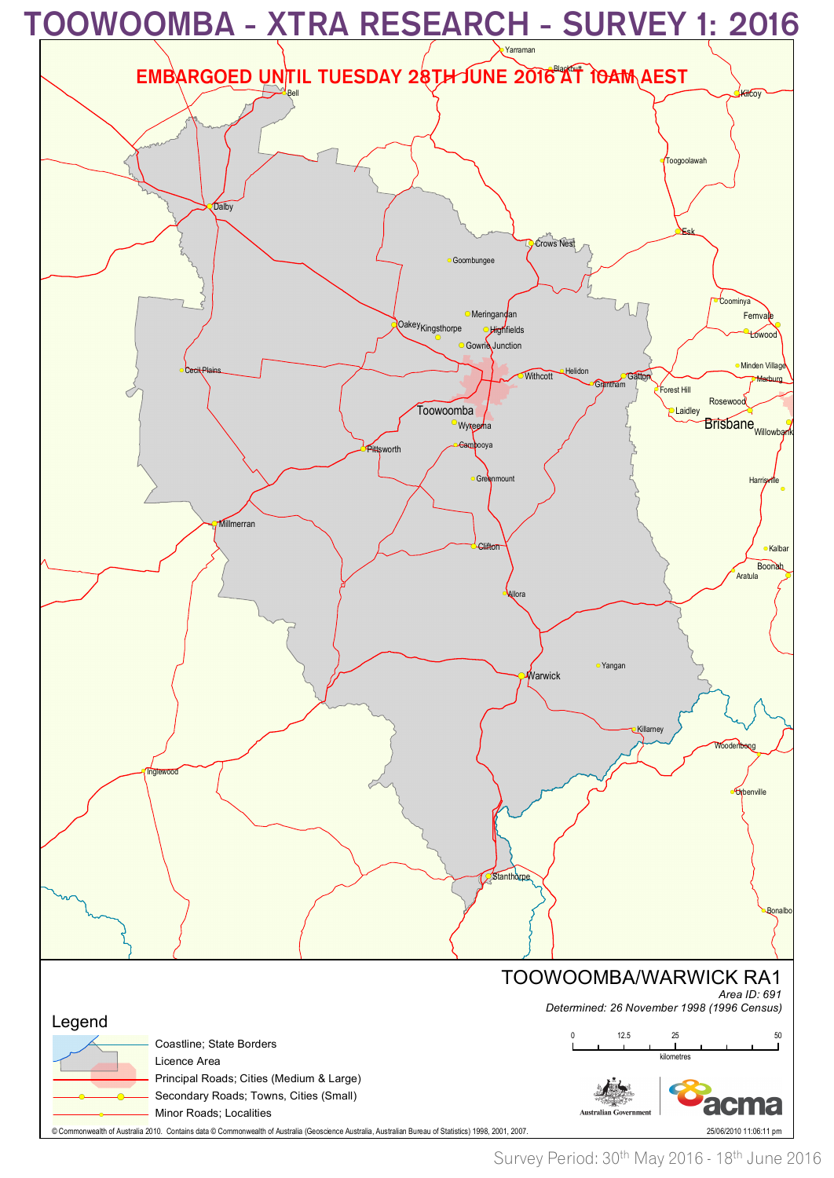# TOOWOOMBA - XTRA RESEARCH - SURVEY 1: 2016

EMBARGOED UNTIL TUESDAY 28TH JUNE 2016 AT 10AM AEST

Yarraman
Blackbutt
Bell
Kilcoy
Toogoolawah
Dalby
Esk
Crows Nest
Goombungee
Coominya
Fernvale
Lowood
Meringandan
Oakey
Kingsthorpe
Highfields
Gowrie Junction
Minden Village
Marburg
Cecil Plains
Helidon
Withcott
Gatton
Grantham
Forest Hill
Rosewood
Laidley
Toowoomba
Brisbane
Wyreema
Willowbank
Pittsworth
Cambooya
Greenmount
Harrisville
Millmerran
Clifton
Kalbar
Boonah
Aratula
Allora
Yangan
Warwick
Killarney
Woodenbong
Inglewood
Urbenville
Stanthorpe
Bonalbo

## TOOWOOMBA/WARWICK RA1

*Area ID: 691*

*Determined: 26 November 1998 (1996 Census)*

0 12.5 25 50
kilometres

### Legend

- Coastline; State Borders
- Licence Area
- Principal Roads; Cities (Medium & Large)
- Secondary Roads; Towns, Cities (Small)
- Minor Roads; Localities

Australian Government

acma

© Commonwealth of Australia 2010. Contains data © Commonwealth of Australia (Geoscience Australia, Australian Bureau of Statistics) 1998, 2001, 2007.

25/06/2010 11:06:11 pm

Survey Period: 30th May 2016 - 18th June 2016